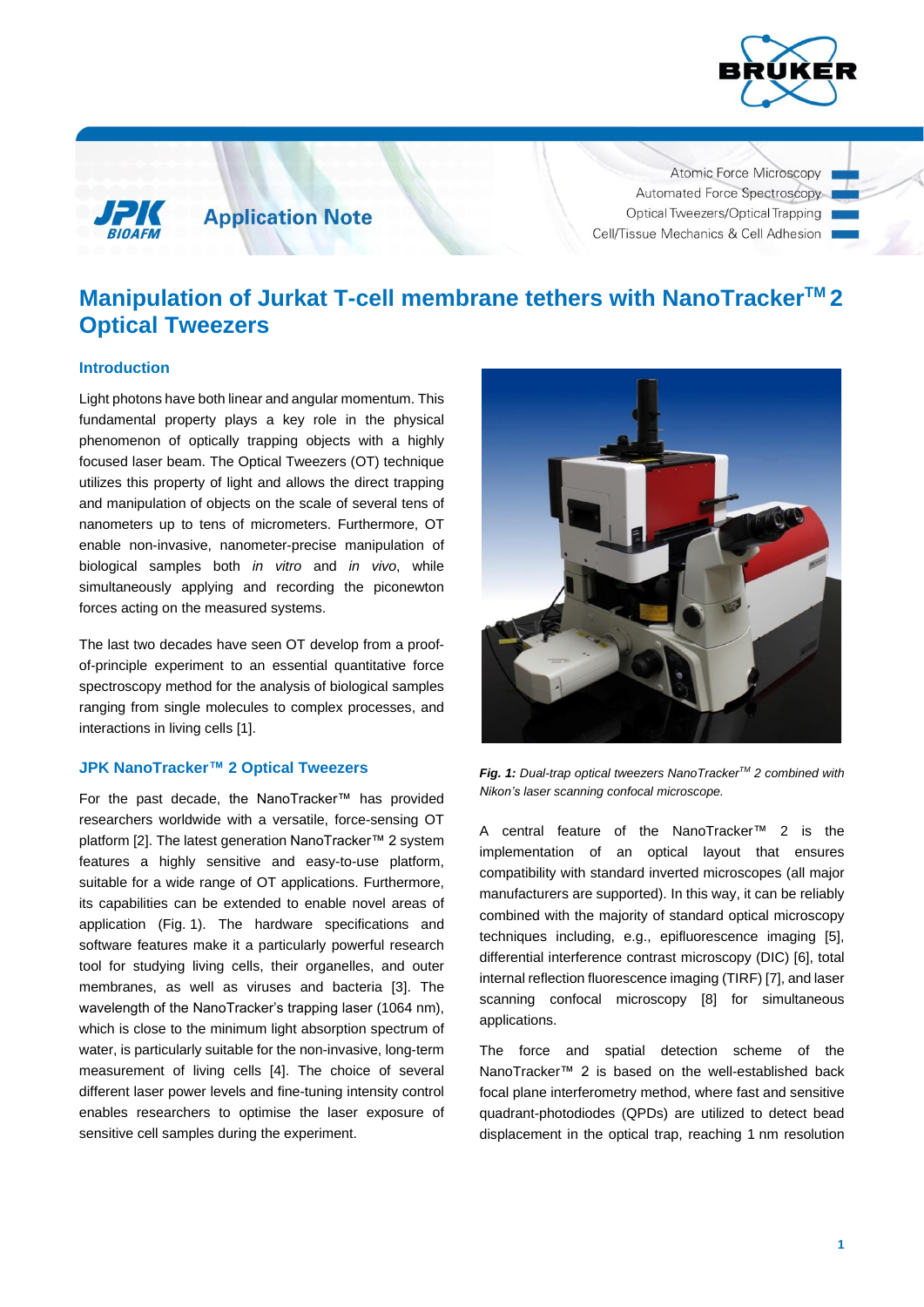Application Note

Atomic Force Microscopy
Automated Force Spectroscopy
Optical Tweezers/Optical Trapping
Cell/Tissue Mechanics & Cell Adhesion

# Manipulation of Jurkat T-cell membrane tethers with NanoTracker™ 2 Optical Tweezers

## Introduction

Light photons have both linear and angular momentum. This fundamental property plays a key role in the physical phenomenon of optically trapping objects with a highly focused laser beam. The Optical Tweezers (OT) technique utilizes this property of light and allows the direct trapping and manipulation of objects on the scale of several tens of nanometers up to tens of micrometers. Furthermore, OT enable non-invasive, nanometer-precise manipulation of biological samples both *in vitro* and *in vivo*, while simultaneously applying and recording the piconewton forces acting on the measured systems.

The last two decades have seen OT develop from a proof-of-principle experiment to an essential quantitative force spectroscopy method for the analysis of biological samples ranging from single molecules to complex processes, and interactions in living cells [1].

## JPK NanoTracker™ 2 Optical Tweezers

For the past decade, the NanoTracker™ has provided researchers worldwide with a versatile, force-sensing OT platform [2]. The latest generation NanoTracker™ 2 system features a highly sensitive and easy-to-use platform, suitable for a wide range of OT applications. Furthermore, its capabilities can be extended to enable novel areas of application (Fig. 1). The hardware specifications and software features make it a particularly powerful research tool for studying living cells, their organelles, and outer membranes, as well as viruses and bacteria [3]. The wavelength of the NanoTracker's trapping laser (1064 nm), which is close to the minimum light absorption spectrum of water, is particularly suitable for the non-invasive, long-term measurement of living cells [4]. The choice of several different laser power levels and fine-tuning intensity control enables researchers to optimise the laser exposure of sensitive cell samples during the experiment.

***Fig. 1:*** *Dual-trap optical tweezers NanoTracker™ 2 combined with Nikon's laser scanning confocal microscope.*

A central feature of the NanoTracker™ 2 is the implementation of an optical layout that ensures compatibility with standard inverted microscopes (all major manufacturers are supported). In this way, it can be reliably combined with the majority of standard optical microscopy techniques including, e.g., epifluorescence imaging [5], differential interference contrast microscopy (DIC) [6], total internal reflection fluorescence imaging (TIRF) [7], and laser scanning confocal microscopy [8] for simultaneous applications.

The force and spatial detection scheme of the NanoTracker™ 2 is based on the well-established back focal plane interferometry method, where fast and sensitive quadrant-photodiodes (QPDs) are utilized to detect bead displacement in the optical trap, reaching 1 nm resolution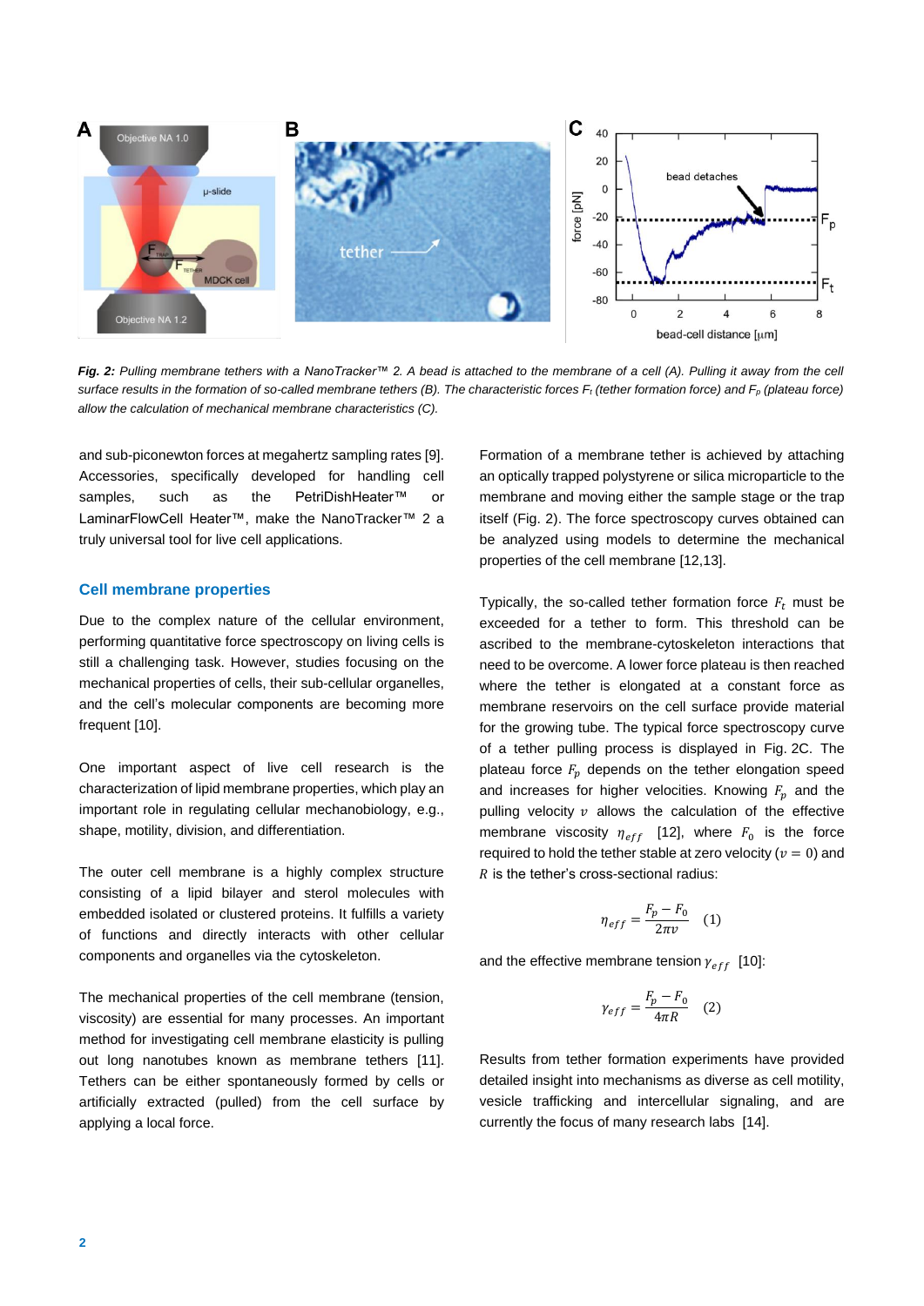*Fig. 2: Pulling membrane tethers with a NanoTracker™ 2. A bead is attached to the membrane of a cell (A). Pulling it away from the cell surface results in the formation of so-called membrane tethers (B). The characteristic forces $F_t$ (tether formation force) and $F_p$ (plateau force) allow the calculation of mechanical membrane characteristics (C).*

and sub-piconewton forces at megahertz sampling rates [9]. Accessories, specifically developed for handling cell samples, such as the PetriDishHeater™ or LaminarFlowCell Heater™, make the NanoTracker™ 2 a truly universal tool for live cell applications.

## Cell membrane properties

Due to the complex nature of the cellular environment, performing quantitative force spectroscopy on living cells is still a challenging task. However, studies focusing on the mechanical properties of cells, their sub-cellular organelles, and the cell's molecular components are becoming more frequent [10].

One important aspect of live cell research is the characterization of lipid membrane properties, which play an important role in regulating cellular mechanobiology, e.g., shape, motility, division, and differentiation.

The outer cell membrane is a highly complex structure consisting of a lipid bilayer and sterol molecules with embedded isolated or clustered proteins. It fulfills a variety of functions and directly interacts with other cellular components and organelles via the cytoskeleton.

The mechanical properties of the cell membrane (tension, viscosity) are essential for many processes. An important method for investigating cell membrane elasticity is pulling out long nanotubes known as membrane tethers [11]. Tethers can be either spontaneously formed by cells or artificially extracted (pulled) from the cell surface by applying a local force.

Formation of a membrane tether is achieved by attaching an optically trapped polystyrene or silica microparticle to the membrane and moving either the sample stage or the trap itself (Fig. 2). The force spectroscopy curves obtained can be analyzed using models to determine the mechanical properties of the cell membrane [12,13].

Typically, the so-called tether formation force $F_t$ must be exceeded for a tether to form. This threshold can be ascribed to the membrane-cytoskeleton interactions that need to be overcome. A lower force plateau is then reached where the tether is elongated at a constant force as membrane reservoirs on the cell surface provide material for the growing tube. The typical force spectroscopy curve of a tether pulling process is displayed in Fig. 2C. The plateau force $F_p$ depends on the tether elongation speed and increases for higher velocities. Knowing $F_p$ and the pulling velocity $v$ allows the calculation of the effective membrane viscosity $\eta_{eff}$ [12], where $F_0$ is the force required to hold the tether stable at zero velocity ($v = 0$) and $R$ is the tether's cross-sectional radius:

$$\eta_{eff} = \frac{F_p - F_0}{2\pi v} \quad (1)$$

and the effective membrane tension $\gamma_{eff}$ [10]:

$$\gamma_{eff} = \frac{F_p - F_0}{4\pi R} \quad (2)$$

Results from tether formation experiments have provided detailed insight into mechanisms as diverse as cell motility, vesicle trafficking and intercellular signaling, and are currently the focus of many research labs [14].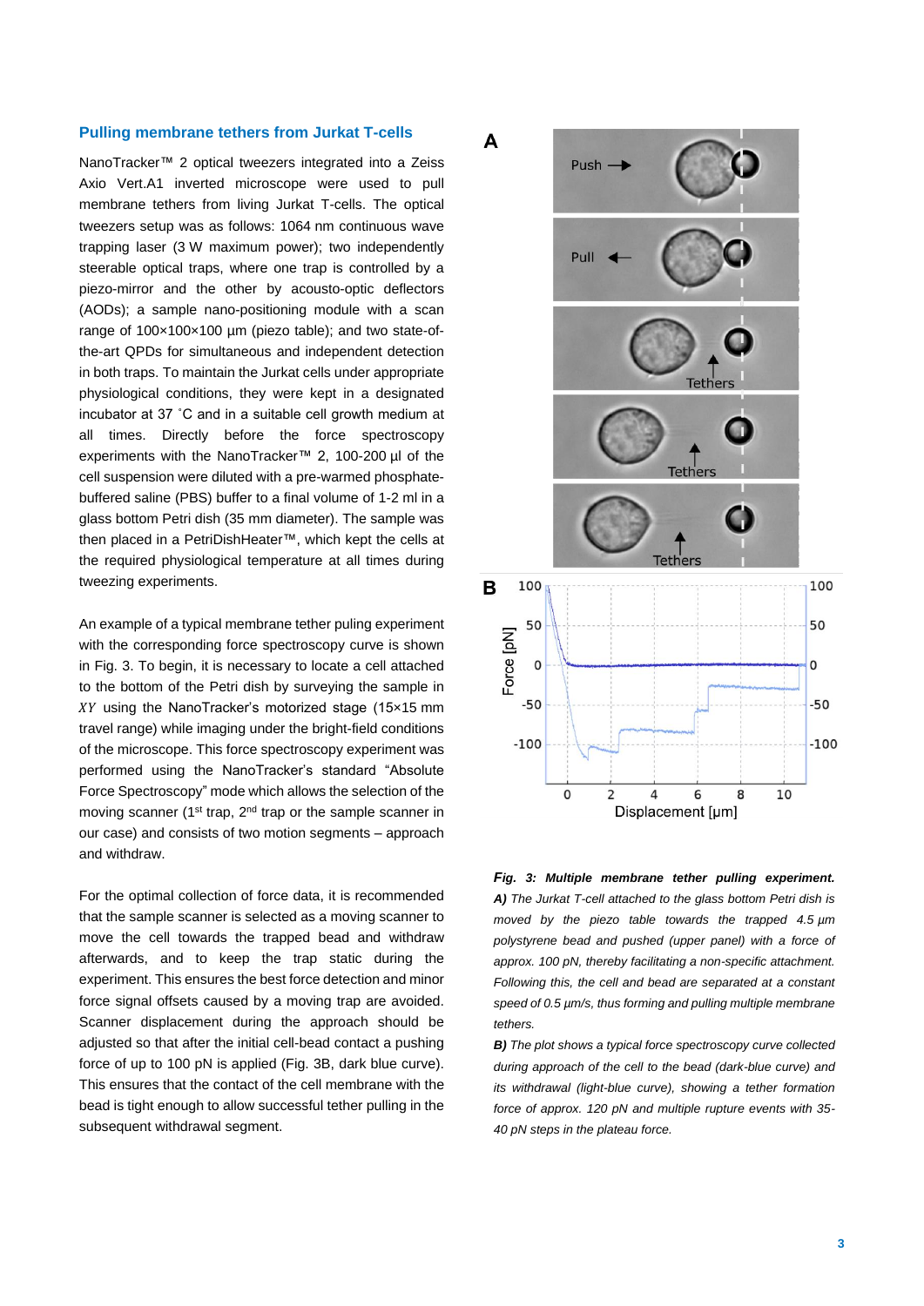## Pulling membrane tethers from Jurkat T-cells

NanoTracker™ 2 optical tweezers integrated into a Zeiss Axio Vert.A1 inverted microscope were used to pull membrane tethers from living Jurkat T-cells. The optical tweezers setup was as follows: 1064 nm continuous wave trapping laser (3 W maximum power); two independently steerable optical traps, where one trap is controlled by a piezo-mirror and the other by acousto-optic deflectors (AODs); a sample nano-positioning module with a scan range of 100×100×100 µm (piezo table); and two state-of-the-art QPDs for simultaneous and independent detection in both traps. To maintain the Jurkat cells under appropriate physiological conditions, they were kept in a designated incubator at 37 ˚C and in a suitable cell growth medium at all times. Directly before the force spectroscopy experiments with the NanoTracker™ 2, 100-200 µl of the cell suspension were diluted with a pre-warmed phosphate-buffered saline (PBS) buffer to a final volume of 1-2 ml in a glass bottom Petri dish (35 mm diameter). The sample was then placed in a PetriDishHeater™, which kept the cells at the required physiological temperature at all times during tweezing experiments.

An example of a typical membrane tether puling experiment with the corresponding force spectroscopy curve is shown in Fig. 3. To begin, it is necessary to locate a cell attached to the bottom of the Petri dish by surveying the sample in $XY$ using the NanoTracker's motorized stage (15×15 mm travel range) while imaging under the bright-field conditions of the microscope. This force spectroscopy experiment was performed using the NanoTracker's standard "Absolute Force Spectroscopy" mode which allows the selection of the moving scanner (1st trap, 2nd trap or the sample scanner in our case) and consists of two motion segments – approach and withdraw.

For the optimal collection of force data, it is recommended that the sample scanner is selected as a moving scanner to move the cell towards the trapped bead and withdraw afterwards, and to keep the trap static during the experiment. This ensures the best force detection and minor force signal offsets caused by a moving trap are avoided. Scanner displacement during the approach should be adjusted so that after the initial cell-bead contact a pushing force of up to 100 pN is applied (Fig. 3B, dark blue curve). This ensures that the contact of the cell membrane with the bead is tight enough to allow successful tether pulling in the subsequent withdrawal segment.

***Fig. 3: Multiple membrane tether pulling experiment.*** ***A)*** *The Jurkat T-cell attached to the glass bottom Petri dish is moved by the piezo table towards the trapped 4.5 µm polystyrene bead and pushed (upper panel) with a force of approx. 100 pN, thereby facilitating a non-specific attachment. Following this, the cell and bead are separated at a constant speed of 0.5 µm/s, thus forming and pulling multiple membrane tethers.*

***B)*** *The plot shows a typical force spectroscopy curve collected during approach of the cell to the bead (dark-blue curve) and its withdrawal (light-blue curve), showing a tether formation force of approx. 120 pN and multiple rupture events with 35-40 pN steps in the plateau force.*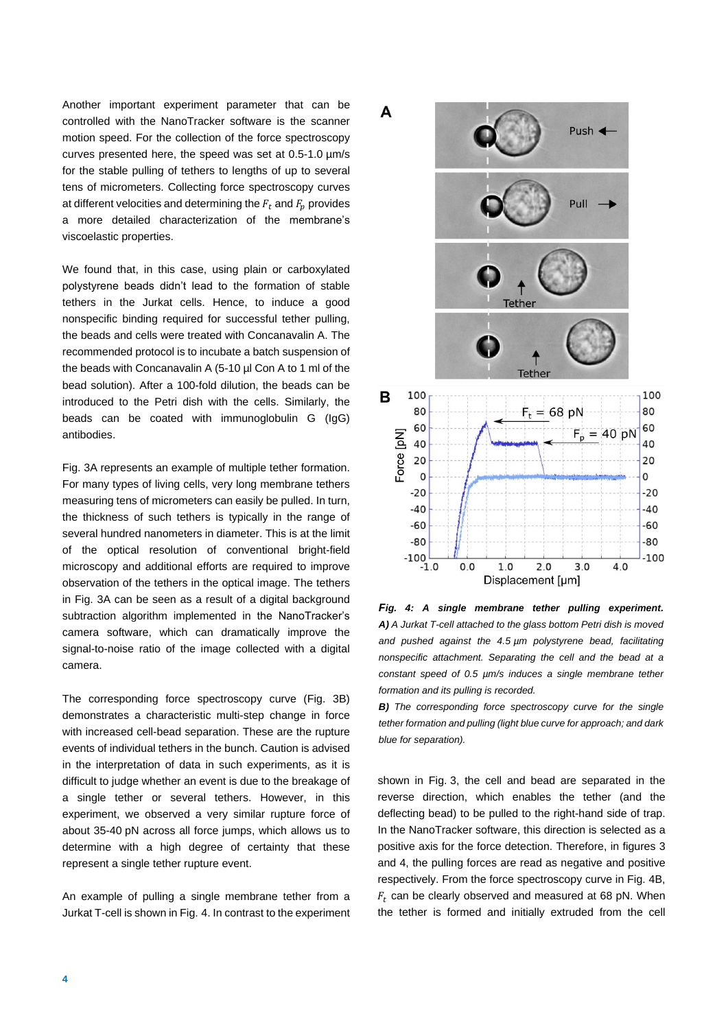Another important experiment parameter that can be controlled with the NanoTracker software is the scanner motion speed. For the collection of the force spectroscopy curves presented here, the speed was set at 0.5-1.0 µm/s for the stable pulling of tethers to lengths of up to several tens of micrometers. Collecting force spectroscopy curves at different velocities and determining the $F_t$ and $F_p$ provides a more detailed characterization of the membrane's viscoelastic properties.

We found that, in this case, using plain or carboxylated polystyrene beads didn't lead to the formation of stable tethers in the Jurkat cells. Hence, to induce a good nonspecific binding required for successful tether pulling, the beads and cells were treated with Concanavalin A. The recommended protocol is to incubate a batch suspension of the beads with Concanavalin A (5-10 µl Con A to 1 ml of the bead solution). After a 100-fold dilution, the beads can be introduced to the Petri dish with the cells. Similarly, the beads can be coated with immunoglobulin G (IgG) antibodies.

Fig. 3A represents an example of multiple tether formation. For many types of living cells, very long membrane tethers measuring tens of micrometers can easily be pulled. In turn, the thickness of such tethers is typically in the range of several hundred nanometers in diameter. This is at the limit of the optical resolution of conventional bright-field microscopy and additional efforts are required to improve observation of the tethers in the optical image. The tethers in Fig. 3A can be seen as a result of a digital background subtraction algorithm implemented in the NanoTracker's camera software, which can dramatically improve the signal-to-noise ratio of the image collected with a digital camera.

The corresponding force spectroscopy curve (Fig. 3B) demonstrates a characteristic multi-step change in force with increased cell-bead separation. These are the rupture events of individual tethers in the bunch. Caution is advised in the interpretation of data in such experiments, as it is difficult to judge whether an event is due to the breakage of a single tether or several tethers. However, in this experiment, we observed a very similar rupture force of about 35-40 pN across all force jumps, which allows us to determine with a high degree of certainty that these represent a single tether rupture event.

An example of pulling a single membrane tether from a Jurkat T-cell is shown in Fig. 4. In contrast to the experiment shown in Fig. 3, the cell and bead are separated in the reverse direction, which enables the tether (and the deflecting bead) to be pulled to the right-hand side of trap. In the NanoTracker software, this direction is selected as a positive axis for the force detection. Therefore, in figures 3 and 4, the pulling forces are read as negative and positive respectively. From the force spectroscopy curve in Fig. 4B, $F_t$ can be clearly observed and measured at 68 pN. When the tether is formed and initially extruded from the cell

*Fig. 4: A single membrane tether pulling experiment.* ***A)*** *A Jurkat T-cell attached to the glass bottom Petri dish is moved and pushed against the 4.5 µm polystyrene bead, facilitating nonspecific attachment. Separating the cell and the bead at a constant speed of 0.5 µm/s induces a single membrane tether formation and its pulling is recorded.* ***B)*** *The corresponding force spectroscopy curve for the single tether formation and pulling (light blue curve for approach; and dark blue for separation).*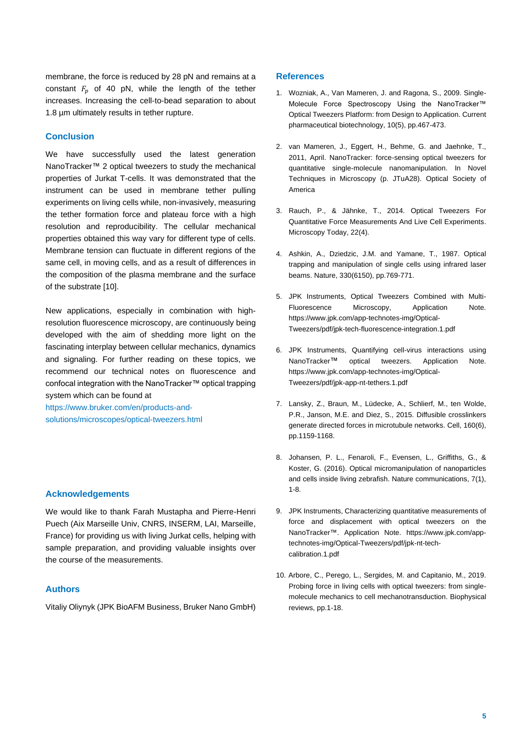membrane, the force is reduced by 28 pN and remains at a constant $F_p$ of 40 pN, while the length of the tether increases. Increasing the cell-to-bead separation to about 1.8 µm ultimately results in tether rupture.

## Conclusion

We have successfully used the latest generation NanoTracker™ 2 optical tweezers to study the mechanical properties of Jurkat T-cells. It was demonstrated that the instrument can be used in membrane tether pulling experiments on living cells while, non-invasively, measuring the tether formation force and plateau force with a high resolution and reproducibility. The cellular mechanical properties obtained this way vary for different type of cells. Membrane tension can fluctuate in different regions of the same cell, in moving cells, and as a result of differences in the composition of the plasma membrane and the surface of the substrate [10].

New applications, especially in combination with high-resolution fluorescence microscopy, are continuously being developed with the aim of shedding more light on the fascinating interplay between cellular mechanics, dynamics and signaling. For further reading on these topics, we recommend our technical notes on fluorescence and confocal integration with the NanoTracker™ optical trapping system which can be found at https://www.bruker.com/en/products-and-solutions/microscopes/optical-tweezers.html

## Acknowledgements

We would like to thank Farah Mustapha and Pierre-Henri Puech (Aix Marseille Univ, CNRS, INSERM, LAI, Marseille, France) for providing us with living Jurkat cells, helping with sample preparation, and providing valuable insights over the course of the measurements.

## Authors

Vitaliy Oliynyk (JPK BioAFM Business, Bruker Nano GmbH)

## References

1. Wozniak, A., Van Mameren, J. and Ragona, S., 2009. Single-Molecule Force Spectroscopy Using the NanoTracker™ Optical Tweezers Platform: from Design to Application. Current pharmaceutical biotechnology, 10(5), pp.467-473.
2. van Mameren, J., Eggert, H., Behme, G. and Jaehnke, T., 2011, April. NanoTracker: force-sensing optical tweezers for quantitative single-molecule nanomanipulation. In Novel Techniques in Microscopy (p. JTuA28). Optical Society of America
3. Rauch, P., & Jähnke, T., 2014. Optical Tweezers For Quantitative Force Measurements And Live Cell Experiments. Microscopy Today, 22(4).
4. Ashkin, A., Dziedzic, J.M. and Yamane, T., 1987. Optical trapping and manipulation of single cells using infrared laser beams. Nature, 330(6150), pp.769-771.
5. JPK Instruments, Optical Tweezers Combined with Multi-Fluorescence Microscopy, Application Note. https://www.jpk.com/app-technotes-img/Optical-Tweezers/pdf/jpk-tech-fluorescence-integration.1.pdf
6. JPK Instruments, Quantifying cell-virus interactions using NanoTracker™ optical tweezers. Application Note. https://www.jpk.com/app-technotes-img/Optical-Tweezers/pdf/jpk-app-nt-tethers.1.pdf
7. Lansky, Z., Braun, M., Lüdecke, A., Schlierf, M., ten Wolde, P.R., Janson, M.E. and Diez, S., 2015. Diffusible crosslinkers generate directed forces in microtubule networks. Cell, 160(6), pp.1159-1168.
8. Johansen, P. L., Fenaroli, F., Evensen, L., Griffiths, G., & Koster, G. (2016). Optical micromanipulation of nanoparticles and cells inside living zebrafish. Nature communications, 7(1), 1-8.
9. JPK Instruments, Characterizing quantitative measurements of force and displacement with optical tweezers on the NanoTracker™. Application Note. https://www.jpk.com/app-technotes-img/Optical-Tweezers/pdf/jpk-nt-tech-calibration.1.pdf
10. Arbore, C., Perego, L., Sergides, M. and Capitanio, M., 2019. Probing force in living cells with optical tweezers: from single-molecule mechanics to cell mechanotransduction. Biophysical reviews, pp.1-18.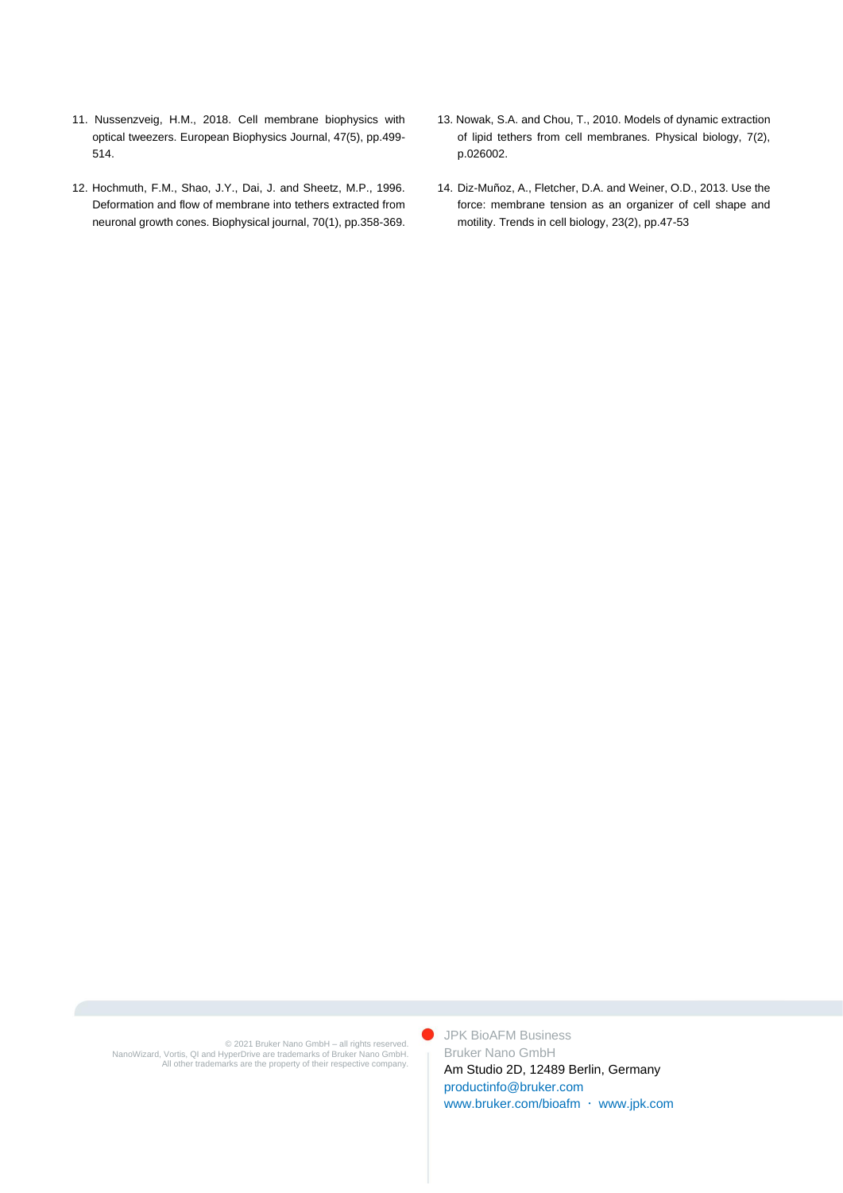11. Nussenzveig, H.M., 2018. Cell membrane biophysics with optical tweezers. European Biophysics Journal, 47(5), pp.499-514.
12. Hochmuth, F.M., Shao, J.Y., Dai, J. and Sheetz, M.P., 1996. Deformation and flow of membrane into tethers extracted from neuronal growth cones. Biophysical journal, 70(1), pp.358-369.
13. Nowak, S.A. and Chou, T., 2010. Models of dynamic extraction of lipid tethers from cell membranes. Physical biology, 7(2), p.026002.
14. Diz-Muñoz, A., Fletcher, D.A. and Weiner, O.D., 2013. Use the force: membrane tension as an organizer of cell shape and motility. Trends in cell biology, 23(2), pp.47-53

© 2021 Bruker Nano GmbH – all rights reserved.
NanoWizard, Vortis, QI and HyperDrive are trademarks of Bruker Nano GmbH.
All other trademarks are the property of their respective company.

JPK BioAFM Business
Bruker Nano GmbH
Am Studio 2D, 12489 Berlin, Germany
productinfo@bruker.com
www.bruker.com/bioafm · www.jpk.com